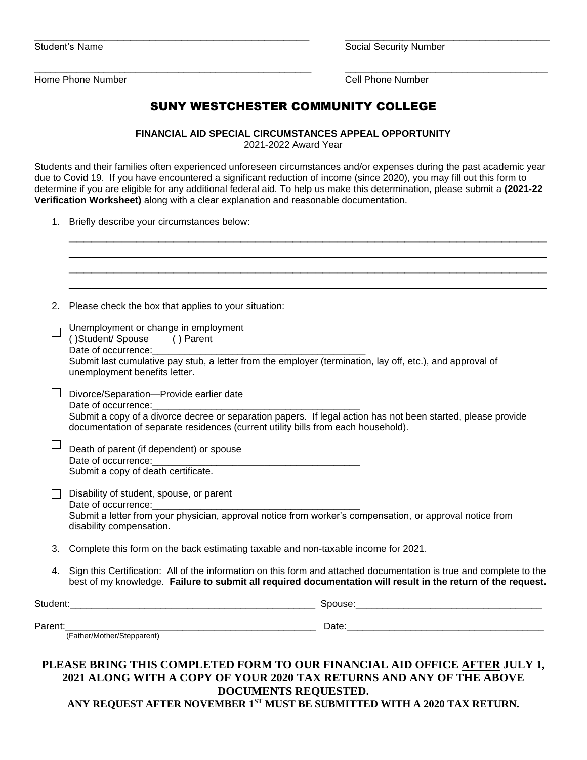\_\_\_\_\_\_\_\_\_\_\_\_\_\_\_\_\_\_\_\_\_\_\_\_\_\_\_\_\_\_\_\_\_\_\_\_\_\_\_\_ \_\_\_\_\_\_\_\_\_\_\_\_\_\_\_\_\_\_\_\_\_\_\_\_\_\_\_\_\_\_\_\_
Student's Name Social Security Number

\_\_\_\_\_\_\_\_\_\_\_\_\_\_\_\_\_\_\_\_\_\_\_\_\_\_\_\_\_\_\_\_\_\_\_\_\_\_\_\_ \_\_\_\_\_\_\_\_\_\_\_\_\_\_\_\_\_\_\_\_\_\_\_\_\_\_\_\_\_\_\_\_
Home Phone Number Cell Phone Number

# SUNY WESTCHESTER COMMUNITY COLLEGE

**FINANCIAL AID SPECIAL CIRCUMSTANCES APPEAL OPPORTUNITY**
2021-2022 Award Year

Students and their families often experienced unforeseen circumstances and/or expenses during the past academic year due to Covid 19. If you have encountered a significant reduction of income (since 2020), you may fill out this form to determine if you are eligible for any additional federal aid. To help us make this determination, please submit a **(2021-22 Verification Worksheet)** along with a clear explanation and reasonable documentation.

1. Briefly describe your circumstances below:

   \_\_\_\_\_\_\_\_\_\_\_\_\_\_\_\_\_\_\_\_\_\_\_\_\_\_\_\_\_\_\_\_\_\_\_\_\_\_\_\_\_\_\_\_\_\_\_\_\_\_\_\_\_\_\_\_\_\_\_\_\_\_\_\_
   \_\_\_\_\_\_\_\_\_\_\_\_\_\_\_\_\_\_\_\_\_\_\_\_\_\_\_\_\_\_\_\_\_\_\_\_\_\_\_\_\_\_\_\_\_\_\_\_\_\_\_\_\_\_\_\_\_\_\_\_\_\_\_\_
   \_\_\_\_\_\_\_\_\_\_\_\_\_\_\_\_\_\_\_\_\_\_\_\_\_\_\_\_\_\_\_\_\_\_\_\_\_\_\_\_\_\_\_\_\_\_\_\_\_\_\_\_\_\_\_\_\_\_\_\_\_\_\_\_
   \_\_\_\_\_\_\_\_\_\_\_\_\_\_\_\_\_\_\_\_\_\_\_\_\_\_\_\_\_\_\_\_\_\_\_\_\_\_\_\_\_\_\_\_\_\_\_\_\_\_\_\_\_\_\_\_\_\_\_\_\_\_\_\_

2. Please check the box that applies to your situation:

☐ Unemployment or change in employment
( )Student/ Spouse ( ) Parent
Date of occurrence:\_\_\_\_\_\_\_\_\_\_\_\_\_\_\_\_\_\_\_\_\_\_\_\_\_\_\_\_\_\_\_\_\_\_\_\_
Submit last cumulative pay stub, a letter from the employer (termination, lay off, etc.), and approval of unemployment benefits letter.

☐ Divorce/Separation—Provide earlier date
Date of occurrence:\_\_\_\_\_\_\_\_\_\_\_\_\_\_\_\_\_\_\_\_\_\_\_\_\_\_\_\_\_\_\_\_\_\_\_\_
Submit a copy of a divorce decree or separation papers. If legal action has not been started, please provide documentation of separate residences (current utility bills from each household).

☐ Death of parent (if dependent) or spouse
Date of occurrence:\_\_\_\_\_\_\_\_\_\_\_\_\_\_\_\_\_\_\_\_\_\_\_\_\_\_\_\_\_\_\_\_\_\_\_\_
Submit a copy of death certificate.

☐ Disability of student, spouse, or parent
Date of occurrence:\_\_\_\_\_\_\_\_\_\_\_\_\_\_\_\_\_\_\_\_\_\_\_\_\_\_\_\_\_\_\_\_\_\_\_\_
Submit a letter from your physician, approval notice from worker's compensation, or approval notice from disability compensation.

3. Complete this form on the back estimating taxable and non-taxable income for 2021.

4. Sign this Certification: All of the information on this form and attached documentation is true and complete to the best of my knowledge. **Failure to submit all required documentation will result in the return of the request.**

Student:\_\_\_\_\_\_\_\_\_\_\_\_\_\_\_\_\_\_\_\_\_\_\_\_\_\_\_\_\_\_\_\_\_\_\_\_\_\_\_\_ Spouse:\_\_\_\_\_\_\_\_\_\_\_\_\_\_\_\_\_\_\_\_\_\_\_\_\_\_\_\_\_\_

Parent:\_\_\_\_\_\_\_\_\_\_\_\_\_\_\_\_\_\_\_\_\_\_\_\_\_\_\_\_\_\_\_\_\_\_\_\_\_\_\_\_ Date:\_\_\_\_\_\_\_\_\_\_\_\_\_\_\_\_\_\_\_\_\_\_\_\_\_\_\_\_\_\_\_\_
(Father/Mother/Stepparent)

**PLEASE BRING THIS COMPLETED FORM TO OUR FINANCIAL AID OFFICE <u>AFTER</u> JULY 1, 2021 ALONG WITH A COPY OF YOUR 2020 TAX RETURNS AND ANY OF THE ABOVE DOCUMENTS REQUESTED.**

**ANY REQUEST AFTER NOVEMBER 1ST MUST BE SUBMITTED WITH A 2020 TAX RETURN.**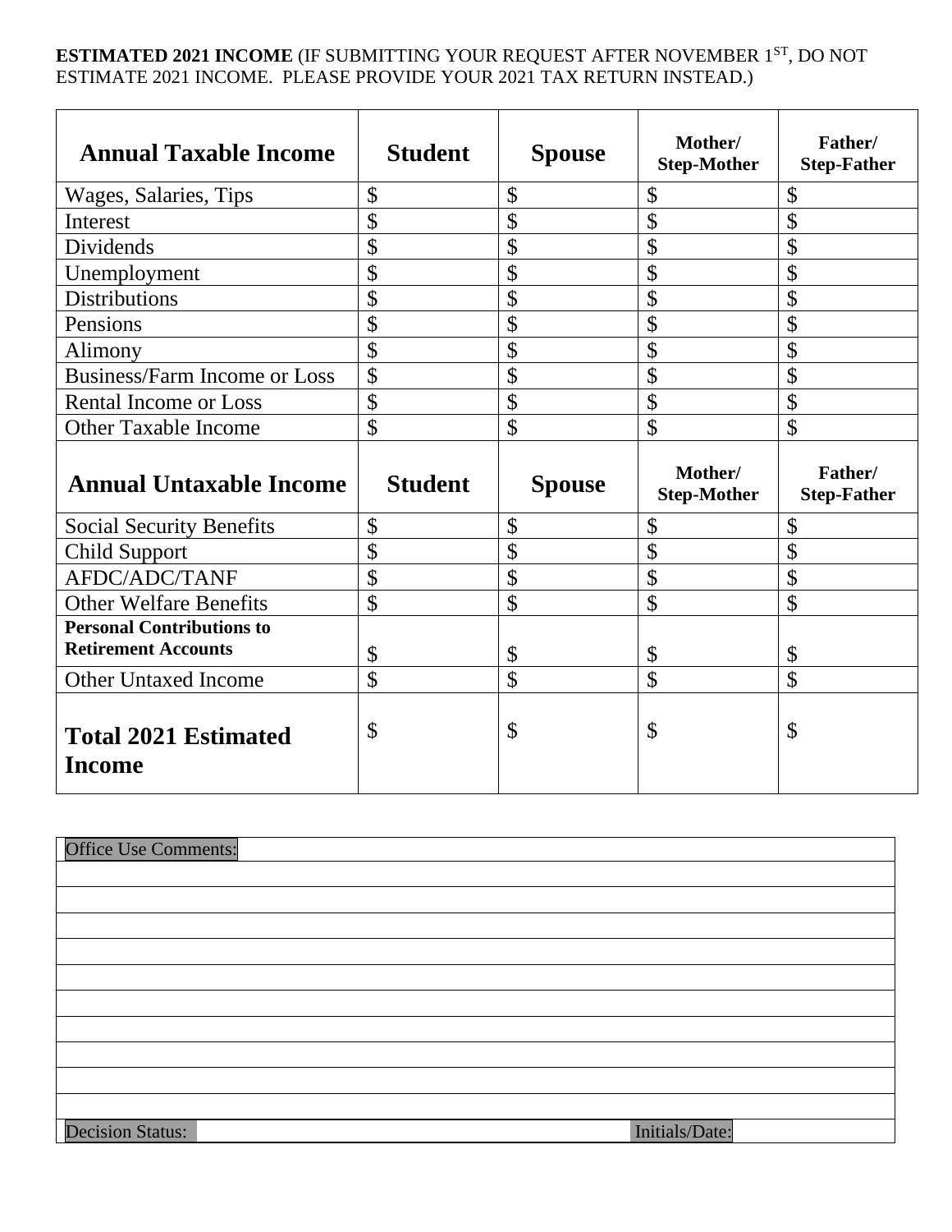**ESTIMATED 2021 INCOME** (IF SUBMITTING YOUR REQUEST AFTER NOVEMBER 1ST, DO NOT ESTIMATE 2021 INCOME. PLEASE PROVIDE YOUR 2021 TAX RETURN INSTEAD.)

| Annual Taxable Income | Student | Spouse | Mother/ Step-Mother | Father/ Step-Father |
|---|---|---|---|---|
| Wages, Salaries, Tips | $ | $ | $ | $ |
| Interest | $ | $ | $ | $ |
| Dividends | $ | $ | $ | $ |
| Unemployment | $ | $ | $ | $ |
| Distributions | $ | $ | $ | $ |
| Pensions | $ | $ | $ | $ |
| Alimony | $ | $ | $ | $ |
| Business/Farm Income or Loss | $ | $ | $ | $ |
| Rental Income or Loss | $ | $ | $ | $ |
| Other Taxable Income | $ | $ | $ | $ |
| **Annual Untaxable Income** | **Student** | **Spouse** | **Mother/ Step-Mother** | **Father/ Step-Father** |
| Social Security Benefits | $ | $ | $ | $ |
| Child Support | $ | $ | $ | $ |
| AFDC/ADC/TANF | $ | $ | $ | $ |
| Other Welfare Benefits | $ | $ | $ | $ |
| **Personal Contributions to Retirement Accounts** | $ | $ | $ | $ |
| Other Untaxed Income | $ | $ | $ | $ |
| **Total 2021 Estimated Income** | $ | $ | $ | $ |

| Office Use Comments: | |
|---|---|
| | |
| | |
| | |
| | |
| | |
| | |
| | |
| | |
| | |
| | |
| Decision Status: | Initials/Date: |